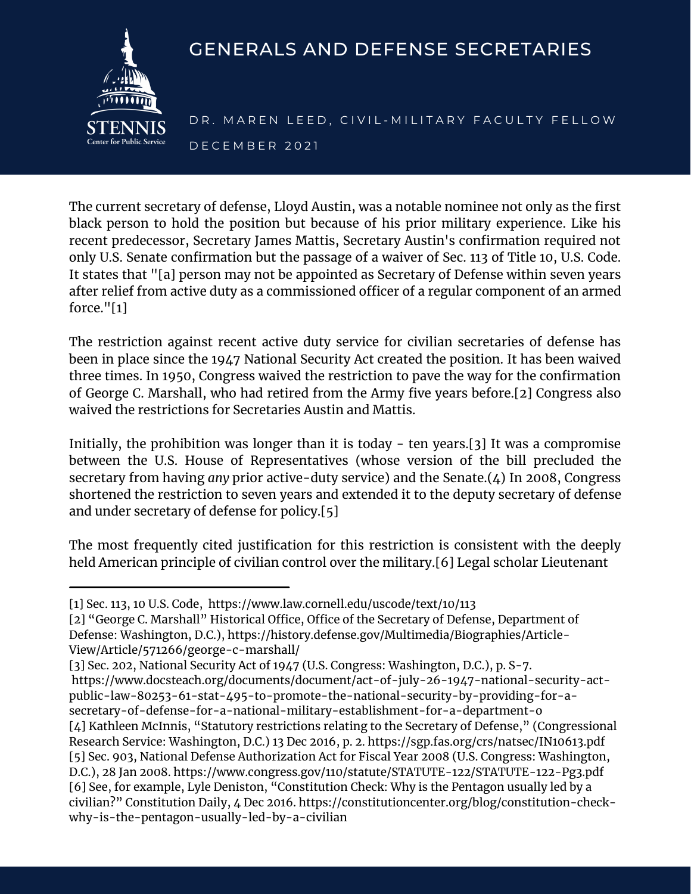# GENERALS AND DEFENSE SECRETARIES

DR. MAREN LEED, CIVIL-MILITARY FACULTY FELLOW

DECEMBER 2021

The current secretary of defense, Lloyd Austin, was a notable nominee not only as the first black person to hold the position but because of his prior military experience. Like his recent predecessor, Secretary James Mattis, Secretary Austin's confirmation required not only U.S. Senate confirmation but the passage of a waiver of Sec. 113 of Title 10, U.S. Code. It states that "[a] person may not be appointed as Secretary of Defense within seven years after relief from active duty as a commissioned officer of a regular component of an armed force."[1]

The restriction against recent active duty service for civilian secretaries of defense has been in place since the 1947 National Security Act created the position. It has been waived three times. In 1950, Congress waived the restriction to pave the way for the confirmation of George C. Marshall, who had retired from the Army five years before.[2] Congress also waived the restrictions for Secretaries Austin and Mattis.

Initially, the prohibition was longer than it is today - ten years.[3] It was a compromise between the U.S. House of Representatives (whose version of the bill precluded the secretary from having *any* prior active-duty service) and the Senate.(4) In 2008, Congress shortened the restriction to seven years and extended it to the deputy secretary of defense and under secretary of defense for policy.[5]

The most frequently cited justification for this restriction is consistent with the deeply held American principle of civilian control over the military.[6] Legal scholar Lieutenant

---

[1] Sec. 113, 10 U.S. Code, https://www.law.cornell.edu/uscode/text/10/113

[2] "George C. Marshall" Historical Office, Office of the Secretary of Defense, Department of Defense: Washington, D.C.), https://history.defense.gov/Multimedia/Biographies/Article-View/Article/571266/george-c-marshall/

[3] Sec. 202, National Security Act of 1947 (U.S. Congress: Washington, D.C.), p. S-7. https://www.docsteach.org/documents/document/act-of-july-26-1947-national-security-act-public-law-80253-61-stat-495-to-promote-the-national-security-by-providing-for-a-secretary-of-defense-for-a-national-military-establishment-for-a-department-o

[4] Kathleen McInnis, "Statutory restrictions relating to the Secretary of Defense," (Congressional Research Service: Washington, D.C.) 13 Dec 2016, p. 2. https://sgp.fas.org/crs/natsec/IN10613.pdf

[5] Sec. 903, National Defense Authorization Act for Fiscal Year 2008 (U.S. Congress: Washington, D.C.), 28 Jan 2008. https://www.congress.gov/110/statute/STATUTE-122/STATUTE-122-Pg3.pdf

[6] See, for example, Lyle Deniston, "Constitution Check: Why is the Pentagon usually led by a civilian?" Constitution Daily, 4 Dec 2016. https://constitutioncenter.org/blog/constitution-check-why-is-the-pentagon-usually-led-by-a-civilian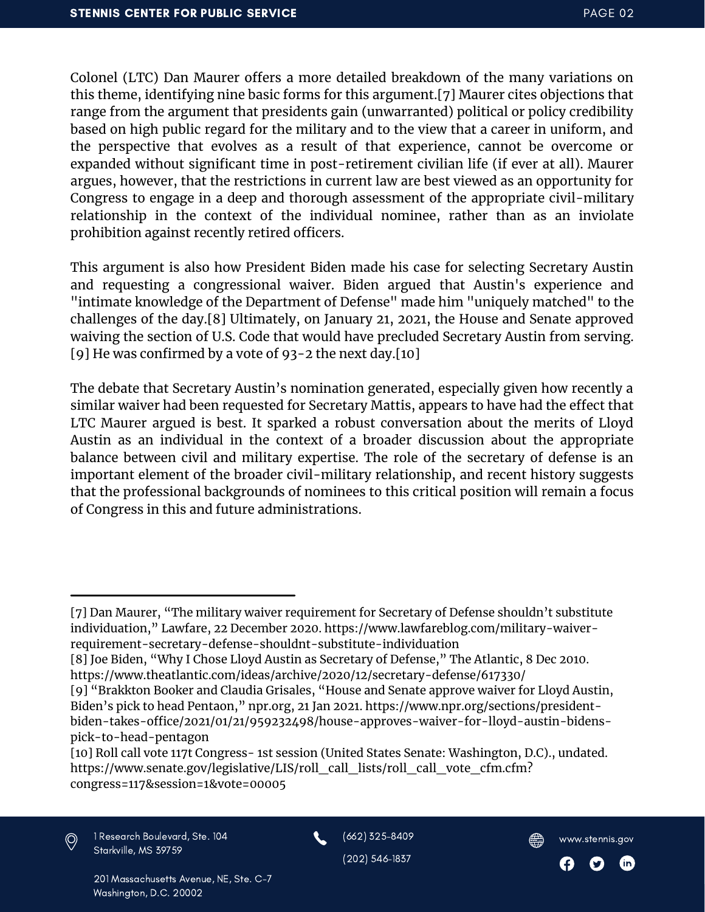Colonel (LTC) Dan Maurer offers a more detailed breakdown of the many variations on this theme, identifying nine basic forms for this argument.[7] Maurer cites objections that range from the argument that presidents gain (unwarranted) political or policy credibility based on high public regard for the military and to the view that a career in uniform, and the perspective that evolves as a result of that experience, cannot be overcome or expanded without significant time in post-retirement civilian life (if ever at all). Maurer argues, however, that the restrictions in current law are best viewed as an opportunity for Congress to engage in a deep and thorough assessment of the appropriate civil-military relationship in the context of the individual nominee, rather than as an inviolate prohibition against recently retired officers.

This argument is also how President Biden made his case for selecting Secretary Austin and requesting a congressional waiver. Biden argued that Austin's experience and "intimate knowledge of the Department of Defense" made him "uniquely matched" to the challenges of the day.[8] Ultimately, on January 21, 2021, the House and Senate approved waiving the section of U.S. Code that would have precluded Secretary Austin from serving.[9] He was confirmed by a vote of 93-2 the next day.[10]

The debate that Secretary Austin's nomination generated, especially given how recently a similar waiver had been requested for Secretary Mattis, appears to have had the effect that LTC Maurer argued is best. It sparked a robust conversation about the merits of Lloyd Austin as an individual in the context of a broader discussion about the appropriate balance between civil and military expertise. The role of the secretary of defense is an important element of the broader civil-military relationship, and recent history suggests that the professional backgrounds of nominees to this critical position will remain a focus of Congress in this and future administrations.

---

[7] Dan Maurer, "The military waiver requirement for Secretary of Defense shouldn't substitute individuation," Lawfare, 22 December 2020. https://www.lawfareblog.com/military-waiver-requirement-secretary-defense-shouldnt-substitute-individuation

[8] Joe Biden, "Why I Chose Lloyd Austin as Secretary of Defense," The Atlantic, 8 Dec 2010. https://www.theatlantic.com/ideas/archive/2020/12/secretary-defense/617330/

[9] "Brakkton Booker and Claudia Grisales, "House and Senate approve waiver for Lloyd Austin, Biden's pick to head Pentaon," npr.org, 21 Jan 2021. https://www.npr.org/sections/president-biden-takes-office/2021/01/21/959232498/house-approves-waiver-for-lloyd-austin-bidens-pick-to-head-pentagon

[10] Roll call vote 117t Congress- 1st session (United States Senate: Washington, D.C)., undated. https://www.senate.gov/legislative/LIS/roll_call_lists/roll_call_vote_cfm.cfm?congress=117&session=1&vote=00005